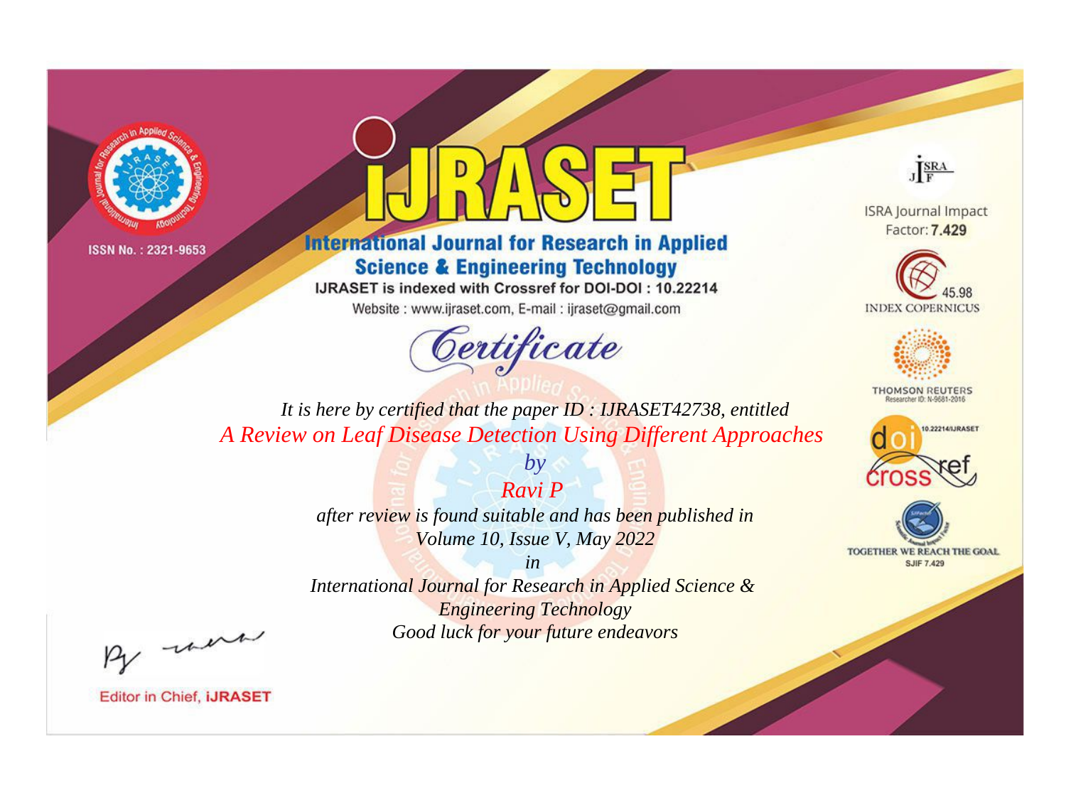ISSN No. : 2321-9653

# IJRASET

## International Journal for Research in Applied Science & Engineering Technology

IJRASET is indexed with Crossref for DOI-DOI : 10.22214

Website : www.ijraset.com, E-mail : ijraset@gmail.com

ISRA Journal Impact Factor: **7.429**

45.98 INDEX COPERNICUS

THOMSON REUTERS Researcher ID: N-9681-2016

10.22214/IJRASET

TOGETHER WE REACH THE GOAL SJIF 7.429

## *Certificate*

*It is here by certified that the paper ID : IJRASET42738, entitled*

*A Review on Leaf Disease Detection Using Different Approaches*

*by*

*Ravi P*

*after review is found suitable and has been published in*

*Volume 10, Issue V, May 2022*

*in*

*International Journal for Research in Applied Science & Engineering Technology*

*Good luck for your future endeavors*

Editor in Chief, **IJRASET**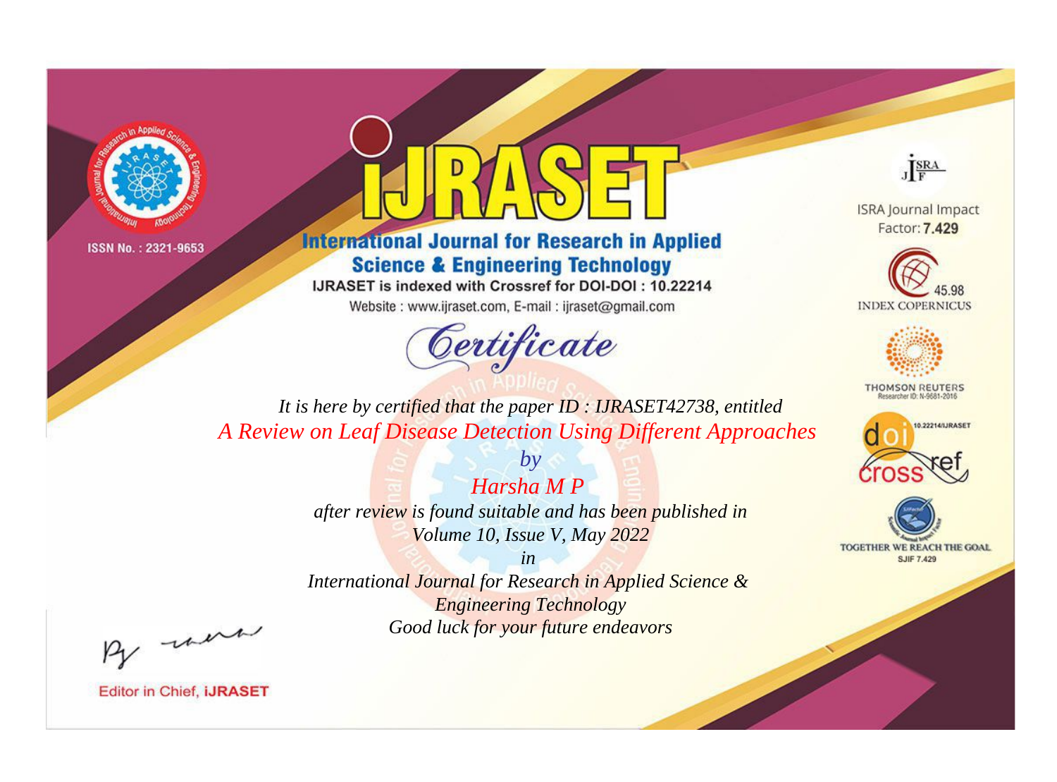ISSN No. : 2321-9653

# IJRASET

## International Journal for Research in Applied Science & Engineering Technology

IJRASET is indexed with Crossref for DOI-DOI : 10.22214

Website : www.ijraset.com, E-mail : ijraset@gmail.com

ISRA Journal Impact Factor: **7.429**

45.98 INDEX COPERNICUS

THOMSON REUTERS Researcher ID: N-9681-2016

10.22214/IJRASET

TOGETHER WE REACH THE GOAL SJIF 7.429

*Certificate*

*It is here by certified that the paper ID : IJRASET42738, entitled*

*A Review on Leaf Disease Detection Using Different Approaches*

*by*

*Harsha M P*

*after review is found suitable and has been published in*

*Volume 10, Issue V, May 2022*

*in*

*International Journal for Research in Applied Science & Engineering Technology*

*Good luck for your future endeavors*

Editor in Chief, **iJRASET**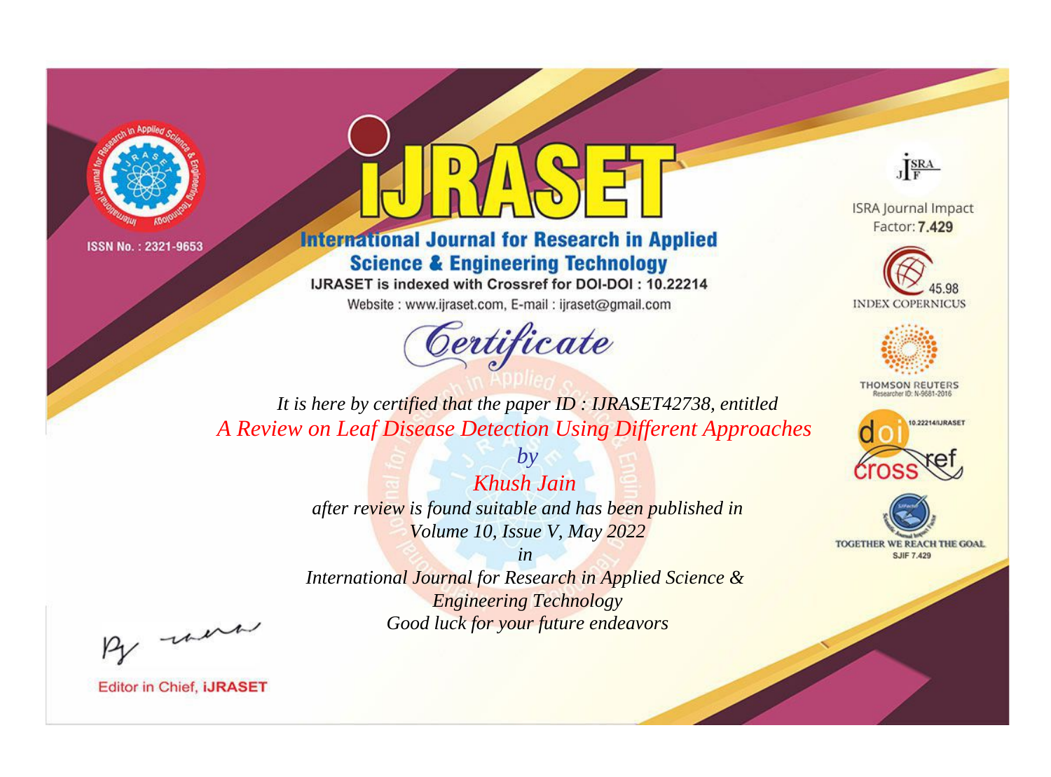ISSN No. : 2321-9653

# IJRASET

## International Journal for Research in Applied Science & Engineering Technology

IJRASET is indexed with Crossref for DOI-DOI : 10.22214

Website : www.ijraset.com, E-mail : ijraset@gmail.com

*Certificate*

*It is here by certified that the paper ID : IJRASET42738, entitled*

*A Review on Leaf Disease Detection Using Different Approaches*

*by*

*Khush Jain*

*after review is found suitable and has been published in*

*Volume 10, Issue V, May 2022*

*in*

*International Journal for Research in Applied Science & Engineering Technology*

*Good luck for your future endeavors*

ISRA Journal Impact Factor: **7.429**

45.98 INDEX COPERNICUS

THOMSON REUTERS Researcher ID: N-9681-2016

10.22214/IJRASET

TOGETHER WE REACH THE GOAL SJIF 7.429

Editor in Chief, **iJRASET**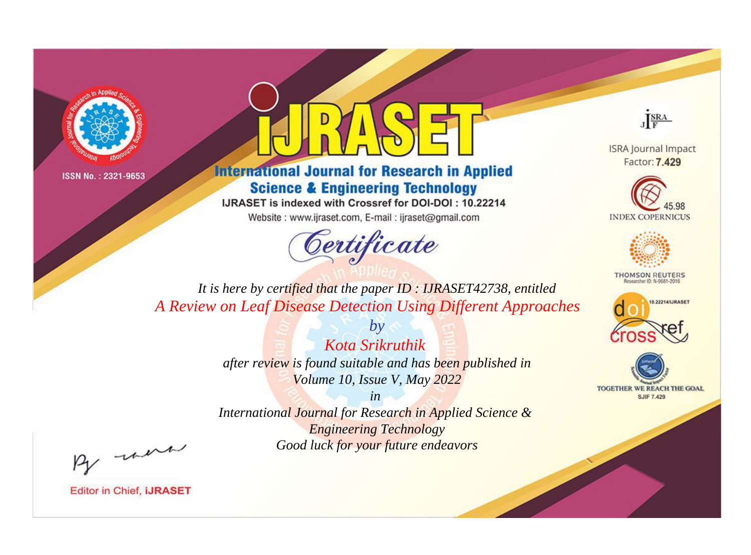ISSN No. : 2321-9653

# iJRASET

## International Journal for Research in Applied Science & Engineering Technology

IJRASET is indexed with Crossref for DOI-DOI : 10.22214

Website : www.ijraset.com, E-mail : ijraset@gmail.com

# *Certificate*

*It is here by certified that the paper ID : IJRASET42738, entitled*

*A Review on Leaf Disease Detection Using Different Approaches*

*by*

*Kota Srikruthik*

*after review is found suitable and has been published in*

*Volume 10, Issue V, May 2022*

*in*

*International Journal for Research in Applied Science & Engineering Technology*

*Good luck for your future endeavors*

ISRA Journal Impact Factor: **7.429**

45.98 INDEX COPERNICUS

THOMSON REUTERS Researcher ID: N-9681-2016

10.22214/IJRASET

TOGETHER WE REACH THE GOAL SJIF 7.429

Editor in Chief, **iJRASET**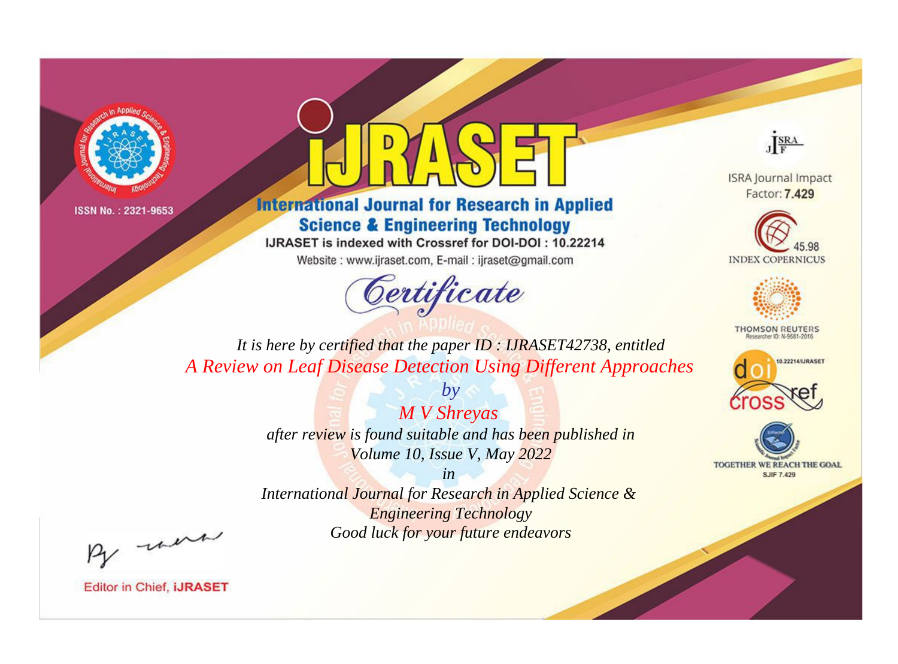ISSN No. : 2321-9653

# IJRASET

## International Journal for Research in Applied Science & Engineering Technology

IJRASET is indexed with Crossref for DOI-DOI : 10.22214

Website : www.ijraset.com, E-mail : ijraset@gmail.com

*Certificate*

*It is here by certified that the paper ID : IJRASET42738, entitled*

*A Review on Leaf Disease Detection Using Different Approaches*

*by*

*M V Shreyas*

*after review is found suitable and has been published in*

*Volume 10, Issue V, May 2022*

*in*

*International Journal for Research in Applied Science & Engineering Technology*

*Good luck for your future endeavors*

ISRA Journal Impact Factor: **7.429**

45.98 INDEX COPERNICUS

THOMSON REUTERS Researcher ID: N-9681-2016

10.22214/IJRASET

TOGETHER WE REACH THE GOAL SJIF 7.429

Editor in Chief, **iJRASET**